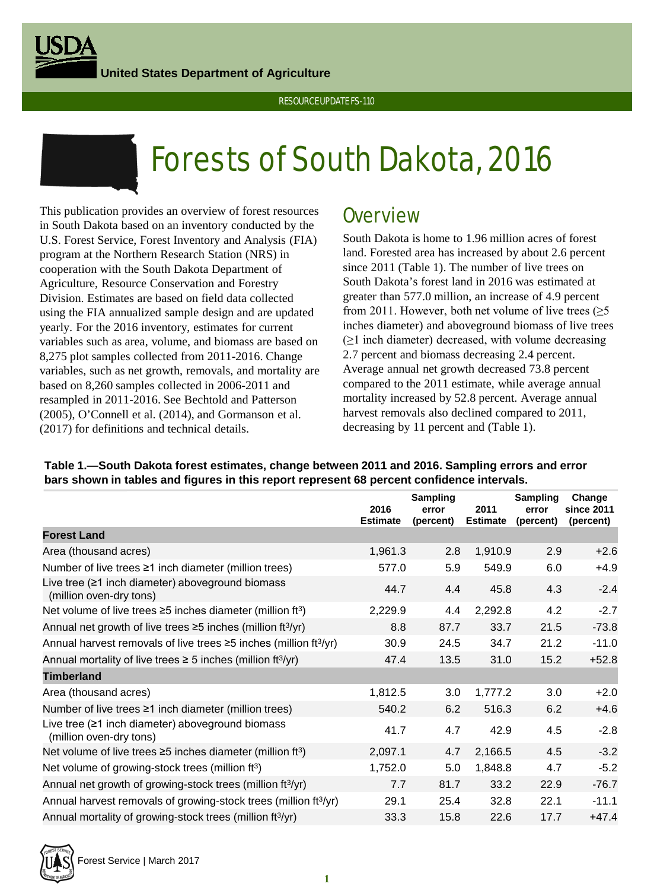United States Department of Agriculture

RESOURCE UPDATE FS-110

# Forests of South Dakota, 2016

This publication provides an overview of forest resources in South Dakota based on an inventory conducted by the U.S. Forest Service, Forest Inventory and Analysis (FIA) program at the Northern Research Station (NRS) in cooperation with the South Dakota Department of Agriculture, Resource Conservation and Forestry Division. Estimates are based on field data collected using the FIA annualized sample design and are updated yearly. For the 2016 inventory, estimates for current variables such as area, volume, and biomass are based on 8,275 plot samples collected from 2011-2016. Change variables, such as net growth, removals, and mortality are based on 8,260 samples collected in 2006-2011 and resampled in 2011-2016. See Bechtold and Patterson (2005), O'Connell et al. (2014), and Gormanson et al. (2017) for definitions and technical details.

## Overview

South Dakota is home to 1.96 million acres of forest land. Forested area has increased by about 2.6 percent since 2011 (Table 1). The number of live trees on South Dakota's forest land in 2016 was estimated at greater than 577.0 million, an increase of 4.9 percent from 2011. However, both net volume of live trees (≥5 inches diameter) and aboveground biomass of live trees (≥1 inch diameter) decreased, with volume decreasing 2.7 percent and biomass decreasing 2.4 percent. Average annual net growth decreased 73.8 percent compared to the 2011 estimate, while average annual mortality increased by 52.8 percent. Average annual harvest removals also declined compared to 2011, decreasing by 11 percent and (Table 1).

**Table 1.—South Dakota forest estimates, change between 2011 and 2016. Sampling errors and error bars shown in tables and figures in this report represent 68 percent confidence intervals.**

| | 2016 Estimate | Sampling error (percent) | 2011 Estimate | Sampling error (percent) | Change since 2011 (percent) |
|---|---|---|---|---|---|
| **Forest Land** | | | | | |
| Area (thousand acres) | 1,961.3 | 2.8 | 1,910.9 | 2.9 | +2.6 |
| Number of live trees ≥1 inch diameter (million trees) | 577.0 | 5.9 | 549.9 | 6.0 | +4.9 |
| Live tree (≥1 inch diameter) aboveground biomass (million oven-dry tons) | 44.7 | 4.4 | 45.8 | 4.3 | -2.4 |
| Net volume of live trees ≥5 inches diameter (million $ft^3$) | 2,229.9 | 4.4 | 2,292.8 | 4.2 | -2.7 |
| Annual net growth of live trees ≥5 inches (million $ft^3$/yr) | 8.8 | 87.7 | 33.7 | 21.5 | -73.8 |
| Annual harvest removals of live trees ≥5 inches (million $ft^3$/yr) | 30.9 | 24.5 | 34.7 | 21.2 | -11.0 |
| Annual mortality of live trees ≥ 5 inches (million $ft^3$/yr) | 47.4 | 13.5 | 31.0 | 15.2 | +52.8 |
| **Timberland** | | | | | |
| Area (thousand acres) | 1,812.5 | 3.0 | 1,777.2 | 3.0 | +2.0 |
| Number of live trees ≥1 inch diameter (million trees) | 540.2 | 6.2 | 516.3 | 6.2 | +4.6 |
| Live tree (≥1 inch diameter) aboveground biomass (million oven-dry tons) | 41.7 | 4.7 | 42.9 | 4.5 | -2.8 |
| Net volume of live trees ≥5 inches diameter (million $ft^3$) | 2,097.1 | 4.7 | 2,166.5 | 4.5 | -3.2 |
| Net volume of growing-stock trees (million $ft^3$) | 1,752.0 | 5.0 | 1,848.8 | 4.7 | -5.2 |
| Annual net growth of growing-stock trees (million $ft^3$/yr) | 7.7 | 81.7 | 33.2 | 22.9 | -76.7 |
| Annual harvest removals of growing-stock trees (million $ft^3$/yr) | 29.1 | 25.4 | 32.8 | 22.1 | -11.1 |
| Annual mortality of growing-stock trees (million $ft^3$/yr) | 33.3 | 15.8 | 22.6 | 17.7 | +47.4 |

Forest Service | March 2017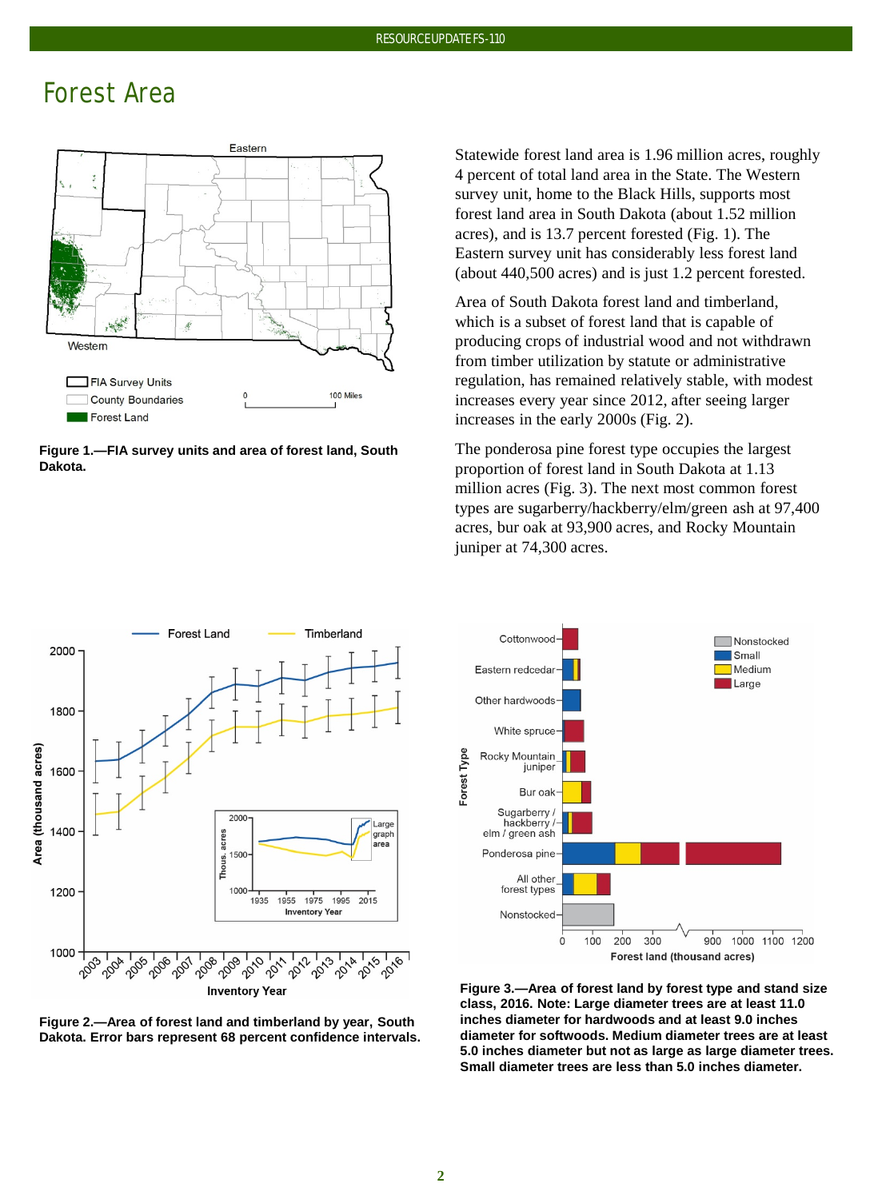# Forest Area

Figure 1.—FIA survey units and area of forest land, South Dakota.

Statewide forest land area is 1.96 million acres, roughly 4 percent of total land area in the State. The Western survey unit, home to the Black Hills, supports most forest land area in South Dakota (about 1.52 million acres), and is 13.7 percent forested (Fig. 1). The Eastern survey unit has considerably less forest land (about 440,500 acres) and is just 1.2 percent forested.

Area of South Dakota forest land and timberland, which is a subset of forest land that is capable of producing crops of industrial wood and not withdrawn from timber utilization by statute or administrative regulation, has remained relatively stable, with modest increases every year since 2012, after seeing larger increases in the early 2000s (Fig. 2).

The ponderosa pine forest type occupies the largest proportion of forest land in South Dakota at 1.13 million acres (Fig. 3). The next most common forest types are sugarberry/hackberry/elm/green ash at 97,400 acres, bur oak at 93,900 acres, and Rocky Mountain juniper at 74,300 acres.

Figure 2.—Area of forest land and timberland by year, South Dakota. Error bars represent 68 percent confidence intervals.

Figure 3.—Area of forest land by forest type and stand size class, 2016. Note: Large diameter trees are at least 11.0 inches diameter for hardwoods and at least 9.0 inches diameter for softwoods. Medium diameter trees are at least 5.0 inches diameter but not as large as large diameter trees. Small diameter trees are less than 5.0 inches diameter.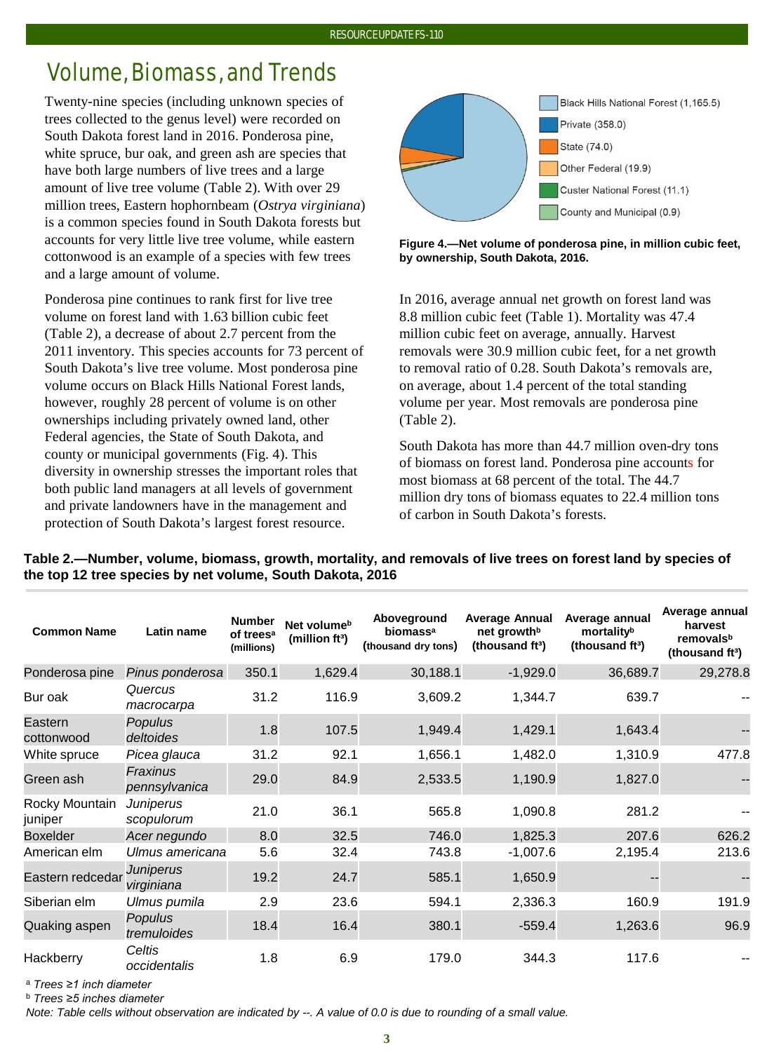## Volume, Biomass, and Trends

Twenty-nine species (including unknown species of trees collected to the genus level) were recorded on South Dakota forest land in 2016. Ponderosa pine, white spruce, bur oak, and green ash are species that have both large numbers of live trees and a large amount of live tree volume (Table 2). With over 29 million trees, Eastern hophornbeam (*Ostrya virginiana*) is a common species found in South Dakota forests but accounts for very little live tree volume, while eastern cottonwood is an example of a species with few trees and a large amount of volume.

Ponderosa pine continues to rank first for live tree volume on forest land with 1.63 billion cubic feet (Table 2), a decrease of about 2.7 percent from the 2011 inventory. This species accounts for 73 percent of South Dakota's live tree volume. Most ponderosa pine volume occurs on Black Hills National Forest lands, however, roughly 28 percent of volume is on other ownerships including privately owned land, other Federal agencies, the State of South Dakota, and county or municipal governments (Fig. 4). This diversity in ownership stresses the important roles that both public land managers at all levels of government and private landowners have in the management and protection of South Dakota's largest forest resource.

Black Hills National Forest (1,165.5)
Private (358.0)
State (74.0)
Other Federal (19.9)
Custer National Forest (11.1)
County and Municipal (0.9)

**Figure 4.—Net volume of ponderosa pine, in million cubic feet, by ownership, South Dakota, 2016.**

In 2016, average annual net growth on forest land was 8.8 million cubic feet (Table 1). Mortality was 47.4 million cubic feet on average, annually. Harvest removals were 30.9 million cubic feet, for a net growth to removal ratio of 0.28. South Dakota's removals are, on average, about 1.4 percent of the total standing volume per year. Most removals are ponderosa pine (Table 2).

South Dakota has more than 44.7 million oven-dry tons of biomass on forest land. Ponderosa pine accounts for most biomass at 68 percent of the total. The 44.7 million dry tons of biomass equates to 22.4 million tons of carbon in South Dakota's forests.

**Table 2.—Number, volume, biomass, growth, mortality, and removals of live trees on forest land by species of the top 12 tree species by net volume, South Dakota, 2016**

| Common Name | Latin name | Number of trees[a] (millions) | Net volume[b] (million ft³) | Aboveground biomass[a] (thousand dry tons) | Average Annual net growth[b] (thousand ft³) | Average annual mortality[b] (thousand ft³) | Average annual harvest removals[b] (thousand ft³) |
|---|---|---|---|---|---|---|---|
| Ponderosa pine | *Pinus ponderosa* | 350.1 | 1,629.4 | 30,188.1 | -1,929.0 | 36,689.7 | 29,278.8 |
| Bur oak | *Quercus macrocarpa* | 31.2 | 116.9 | 3,609.2 | 1,344.7 | 639.7 | -- |
| Eastern cottonwood | *Populus deltoides* | 1.8 | 107.5 | 1,949.4 | 1,429.1 | 1,643.4 | -- |
| White spruce | *Picea glauca* | 31.2 | 92.1 | 1,656.1 | 1,482.0 | 1,310.9 | 477.8 |
| Green ash | *Fraxinus pennsylvanica* | 29.0 | 84.9 | 2,533.5 | 1,190.9 | 1,827.0 | -- |
| Rocky Mountain juniper | *Juniperus scopulorum* | 21.0 | 36.1 | 565.8 | 1,090.8 | 281.2 | -- |
| Boxelder | *Acer negundo* | 8.0 | 32.5 | 746.0 | 1,825.3 | 207.6 | 626.2 |
| American elm | *Ulmus americana* | 5.6 | 32.4 | 743.8 | -1,007.6 | 2,195.4 | 213.6 |
| Eastern redcedar | *Juniperus virginiana* | 19.2 | 24.7 | 585.1 | 1,650.9 | -- | -- |
| Siberian elm | *Ulmus pumila* | 2.9 | 23.6 | 594.1 | 2,336.3 | 160.9 | 191.9 |
| Quaking aspen | *Populus tremuloides* | 18.4 | 16.4 | 380.1 | -559.4 | 1,263.6 | 96.9 |
| Hackberry | *Celtis occidentalis* | 1.8 | 6.9 | 179.0 | 344.3 | 117.6 | -- |

[a] *Trees ≥1 inch diameter*
[b] *Trees ≥5 inches diameter*
*Note: Table cells without observation are indicated by --. A value of 0.0 is due to rounding of a small value.*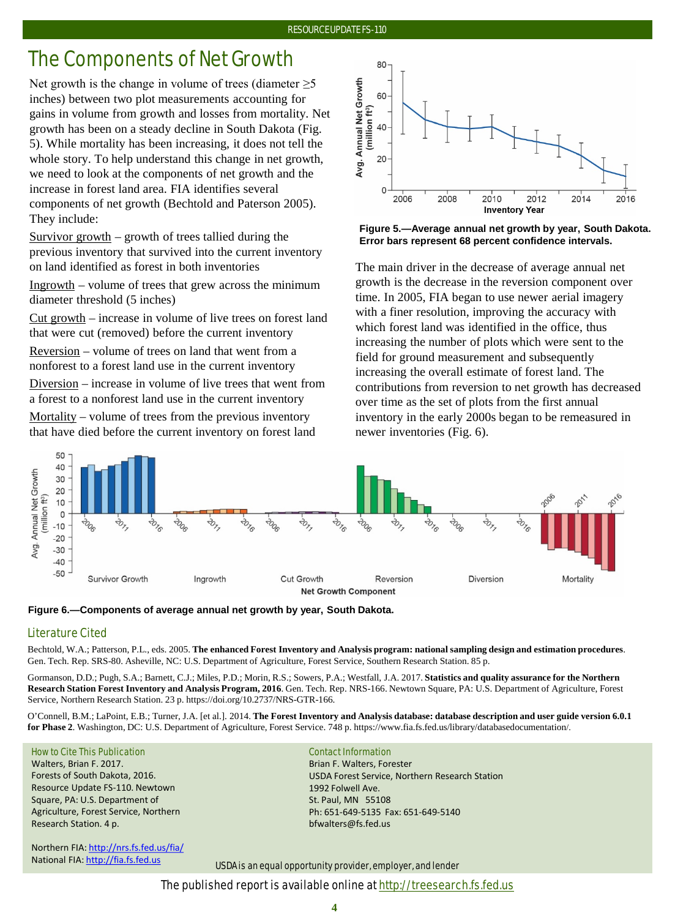## The Components of Net Growth

Net growth is the change in volume of trees (diameter ≥5 inches) between two plot measurements accounting for gains in volume from growth and losses from mortality. Net growth has been on a steady decline in South Dakota (Fig. 5). While mortality has been increasing, it does not tell the whole story. To help understand this change in net growth, we need to look at the components of net growth and the increase in forest land area. FIA identifies several components of net growth (Bechtold and Paterson 2005). They include:

Survivor growth – growth of trees tallied during the previous inventory that survived into the current inventory on land identified as forest in both inventories

Ingrowth – volume of trees that grew across the minimum diameter threshold (5 inches)

Cut growth – increase in volume of live trees on forest land that were cut (removed) before the current inventory

Reversion – volume of trees on land that went from a nonforest to a forest land use in the current inventory

Diversion – increase in volume of live trees that went from a forest to a nonforest land use in the current inventory

Mortality – volume of trees from the previous inventory that have died before the current inventory on forest land

Avg. Annual Net Growth (million ft³)
0
20
40
60
80
2006
2008
2010
2012
2014
2016
Inventory Year

**Figure 5.—Average annual net growth by year, South Dakota. Error bars represent 68 percent confidence intervals.**

The main driver in the decrease of average annual net growth is the decrease in the reversion component over time. In 2005, FIA began to use newer aerial imagery with a finer resolution, improving the accuracy with which forest land was identified in the office, thus increasing the number of plots which were sent to the field for ground measurement and subsequently increasing the overall estimate of forest land. The contributions from reversion to net growth has decreased over time as the set of plots from the first annual inventory in the early 2000s began to be remeasured in newer inventories (Fig. 6).

Avg. Annual Net Growth (million ft³)
50
40
30
20
10
0
-10
-20
-30
-40
-50
2006
2011
2016
Survivor Growth
Ingrowth
Cut Growth
Reversion
Diversion
Mortality
Net Growth Component

**Figure 6.—Components of average annual net growth by year, South Dakota.**

## Literature Cited

Bechtold, W.A.; Patterson, P.L., eds. 2005. **The enhanced Forest Inventory and Analysis program: national sampling design and estimation procedures**. Gen. Tech. Rep. SRS-80. Asheville, NC: U.S. Department of Agriculture, Forest Service, Southern Research Station. 85 p.

Gormanson, D.D.; Pugh, S.A.; Barnett, C.J.; Miles, P.D.; Morin, R.S.; Sowers, P.A.; Westfall, J.A. 2017. **Statistics and quality assurance for the Northern Research Station Forest Inventory and Analysis Program, 2016**. Gen. Tech. Rep. NRS-166. Newtown Square, PA: U.S. Department of Agriculture, Forest Service, Northern Research Station. 23 p. https://doi.org/10.2737/NRS-GTR-166.

O'Connell, B.M.; LaPoint, E.B.; Turner, J.A. [et al.]. 2014. **The Forest Inventory and Analysis database: database description and user guide version 6.0.1 for Phase 2**. Washington, DC: U.S. Department of Agriculture, Forest Service. 748 p. https://www.fia.fs.fed.us/library/databasedocumentation/.

### How to Cite This Publication

Walters, Brian F. 2017.
Forests of South Dakota, 2016.
Resource Update FS-110. Newtown Square, PA: U.S. Department of Agriculture, Forest Service, Northern Research Station. 4 p.

Northern FIA: http://nrs.fs.fed.us/fia/
National FIA: http://fia.fs.fed.us

### Contact Information

Brian F. Walters, Forester
USDA Forest Service, Northern Research Station
1992 Folwell Ave.
St. Paul, MN 55108
Ph: 651-649-5135 Fax: 651-649-5140
bfwalters@fs.fed.us

USDA is an equal opportunity provider, employer, and lender

The published report is available online at http://treesearch.fs.fed.us